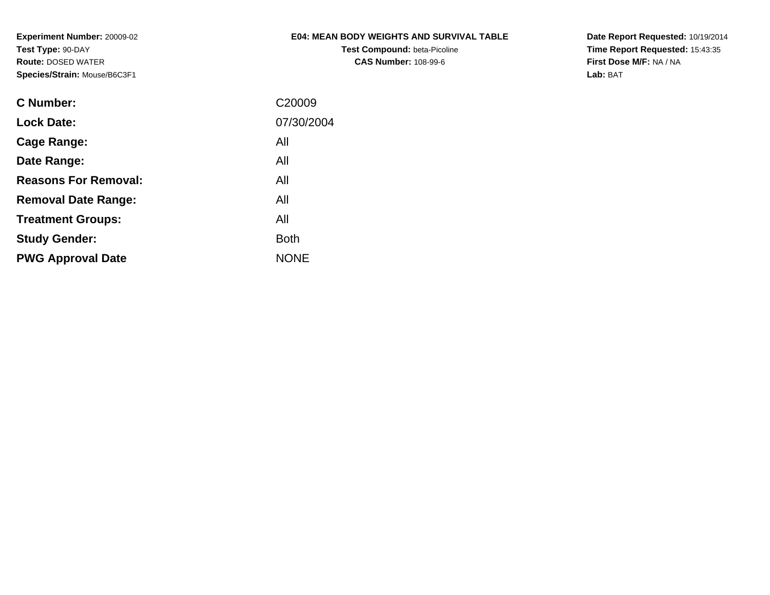**Experiment Number:** 20009-02
**Test Type:** 90-DAY
**Route:** DOSED WATER
**Species/Strain:** Mouse/B6C3F1

**E04: MEAN BODY WEIGHTS AND SURVIVAL TABLE**
**Test Compound:** beta-Picoline
**CAS Number:** 108-99-6

**Date Report Requested:** 10/19/2014
**Time Report Requested:** 15:43:35
**First Dose M/F:** NA / NA
**Lab:** BAT

| | |
|---|---|
| **C Number:** | C20009 |
| **Lock Date:** | 07/30/2004 |
| **Cage Range:** | All |
| **Date Range:** | All |
| **Reasons For Removal:** | All |
| **Removal Date Range:** | All |
| **Treatment Groups:** | All |
| **Study Gender:** | Both |
| **PWG Approval Date** | NONE |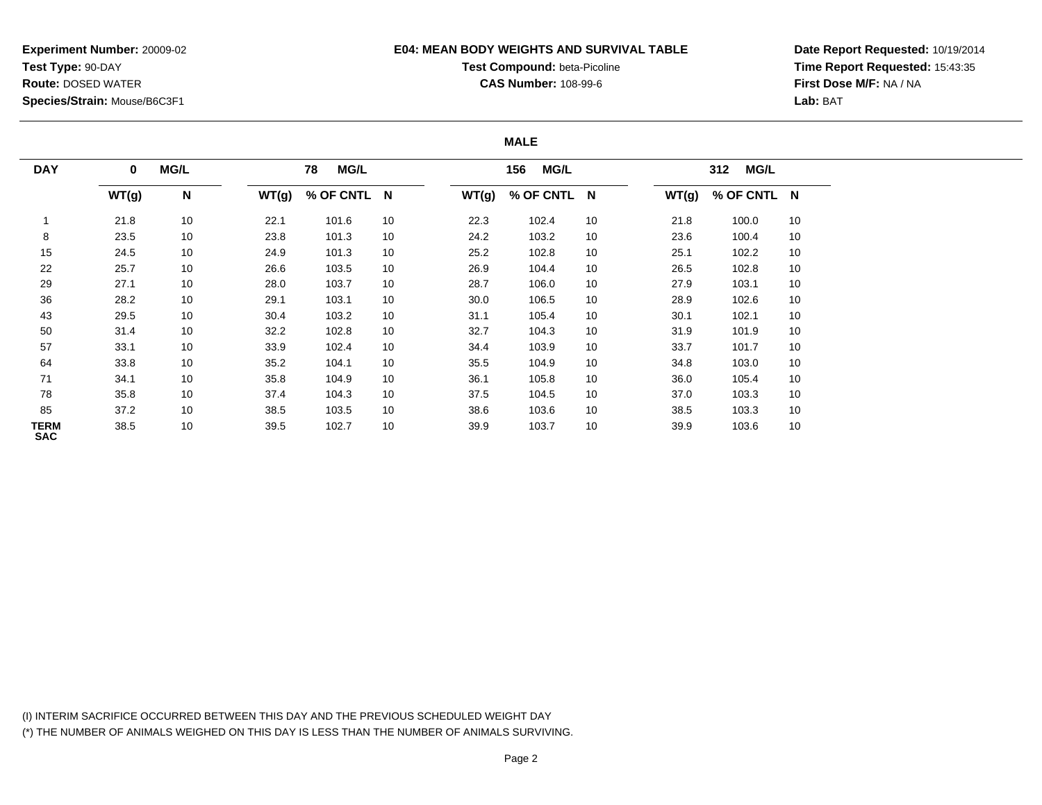**Experiment Number:** 20009-02
**Test Type:** 90-DAY
**Route:** DOSED WATER
**Species/Strain:** Mouse/B6C3F1

**E04: MEAN BODY WEIGHTS AND SURVIVAL TABLE**
**Test Compound:** beta-Picoline
**CAS Number:** 108-99-6

**Date Report Requested:** 10/19/2014
**Time Report Requested:** 15:43:35
**First Dose M/F:** NA / NA
**Lab:** BAT

**MALE**

| DAY | 0 MG/L | | 78 MG/L | | | 156 MG/L | | | 312 MG/L | | |
|---|---|---|---|---|---|---|---|---|---|---|---|
| | WT(g) | N | WT(g) | % OF CNTL | N | WT(g) | % OF CNTL | N | WT(g) | % OF CNTL | N |
| 1 | 21.8 | 10 | 22.1 | 101.6 | 10 | 22.3 | 102.4 | 10 | 21.8 | 100.0 | 10 |
| 8 | 23.5 | 10 | 23.8 | 101.3 | 10 | 24.2 | 103.2 | 10 | 23.6 | 100.4 | 10 |
| 15 | 24.5 | 10 | 24.9 | 101.3 | 10 | 25.2 | 102.8 | 10 | 25.1 | 102.2 | 10 |
| 22 | 25.7 | 10 | 26.6 | 103.5 | 10 | 26.9 | 104.4 | 10 | 26.5 | 102.8 | 10 |
| 29 | 27.1 | 10 | 28.0 | 103.7 | 10 | 28.7 | 106.0 | 10 | 27.9 | 103.1 | 10 |
| 36 | 28.2 | 10 | 29.1 | 103.1 | 10 | 30.0 | 106.5 | 10 | 28.9 | 102.6 | 10 |
| 43 | 29.5 | 10 | 30.4 | 103.2 | 10 | 31.1 | 105.4 | 10 | 30.1 | 102.1 | 10 |
| 50 | 31.4 | 10 | 32.2 | 102.8 | 10 | 32.7 | 104.3 | 10 | 31.9 | 101.9 | 10 |
| 57 | 33.1 | 10 | 33.9 | 102.4 | 10 | 34.4 | 103.9 | 10 | 33.7 | 101.7 | 10 |
| 64 | 33.8 | 10 | 35.2 | 104.1 | 10 | 35.5 | 104.9 | 10 | 34.8 | 103.0 | 10 |
| 71 | 34.1 | 10 | 35.8 | 104.9 | 10 | 36.1 | 105.8 | 10 | 36.0 | 105.4 | 10 |
| 78 | 35.8 | 10 | 37.4 | 104.3 | 10 | 37.5 | 104.5 | 10 | 37.0 | 103.3 | 10 |
| 85 | 37.2 | 10 | 38.5 | 103.5 | 10 | 38.6 | 103.6 | 10 | 38.5 | 103.3 | 10 |
| TERM SAC | 38.5 | 10 | 39.5 | 102.7 | 10 | 39.9 | 103.7 | 10 | 39.9 | 103.6 | 10 |

(I) INTERIM SACRIFICE OCCURRED BETWEEN THIS DAY AND THE PREVIOUS SCHEDULED WEIGHT DAY
(*) THE NUMBER OF ANIMALS WEIGHED ON THIS DAY IS LESS THAN THE NUMBER OF ANIMALS SURVIVING.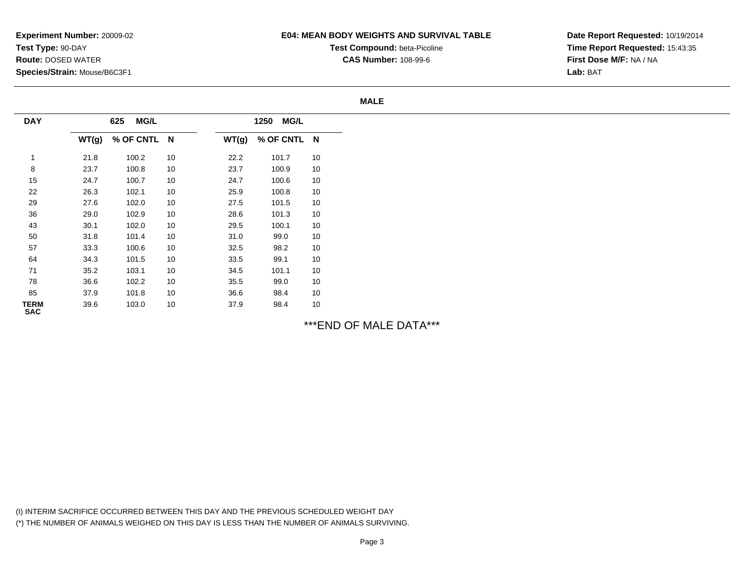**Experiment Number:** 20009-02
**Test Type:** 90-DAY
**Route:** DOSED WATER
**Species/Strain:** Mouse/B6C3F1

**E04: MEAN BODY WEIGHTS AND SURVIVAL TABLE**
**Test Compound:** beta-Picoline
**CAS Number:** 108-99-6

**Date Report Requested:** 10/19/2014
**Time Report Requested:** 15:43:35
**First Dose M/F:** NA / NA
**Lab:** BAT

**MALE**

| DAY | 625 MG/L | | | 1250 MG/L | | |
|---|---|---|---|---|---|---|
| | WT(g) | % OF CNTL | N | WT(g) | % OF CNTL | N |
| 1 | 21.8 | 100.2 | 10 | 22.2 | 101.7 | 10 |
| 8 | 23.7 | 100.8 | 10 | 23.7 | 100.9 | 10 |
| 15 | 24.7 | 100.7 | 10 | 24.7 | 100.6 | 10 |
| 22 | 26.3 | 102.1 | 10 | 25.9 | 100.8 | 10 |
| 29 | 27.6 | 102.0 | 10 | 27.5 | 101.5 | 10 |
| 36 | 29.0 | 102.9 | 10 | 28.6 | 101.3 | 10 |
| 43 | 30.1 | 102.0 | 10 | 29.5 | 100.1 | 10 |
| 50 | 31.8 | 101.4 | 10 | 31.0 | 99.0 | 10 |
| 57 | 33.3 | 100.6 | 10 | 32.5 | 98.2 | 10 |
| 64 | 34.3 | 101.5 | 10 | 33.5 | 99.1 | 10 |
| 71 | 35.2 | 103.1 | 10 | 34.5 | 101.1 | 10 |
| 78 | 36.6 | 102.2 | 10 | 35.5 | 99.0 | 10 |
| 85 | 37.9 | 101.8 | 10 | 36.6 | 98.4 | 10 |
| TERM SAC | 39.6 | 103.0 | 10 | 37.9 | 98.4 | 10 |

***END OF MALE DATA***

(I) INTERIM SACRIFICE OCCURRED BETWEEN THIS DAY AND THE PREVIOUS SCHEDULED WEIGHT DAY
(*) THE NUMBER OF ANIMALS WEIGHED ON THIS DAY IS LESS THAN THE NUMBER OF ANIMALS SURVIVING.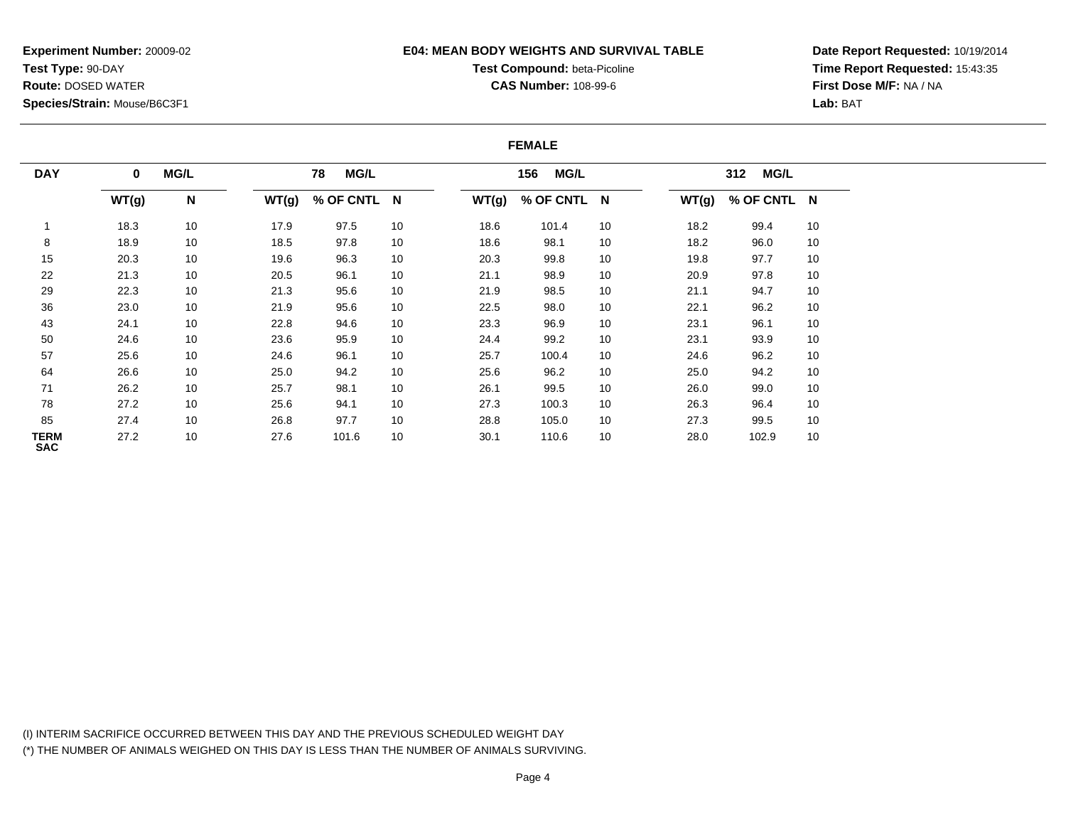**Experiment Number:** 20009-02
**Test Type:** 90-DAY
**Route:** DOSED WATER
**Species/Strain:** Mouse/B6C3F1

**E04: MEAN BODY WEIGHTS AND SURVIVAL TABLE**
**Test Compound:** beta-Picoline
**CAS Number:** 108-99-6

**Date Report Requested:** 10/19/2014
**Time Report Requested:** 15:43:35
**First Dose M/F:** NA / NA
**Lab:** BAT

**FEMALE**

| DAY | 0 MG/L | | 78 MG/L | | | 156 MG/L | | | 312 MG/L | | |
|---|---|---|---|---|---|---|---|---|---|---|---|
| | WT(g) | N | WT(g) | % OF CNTL | N | WT(g) | % OF CNTL | N | WT(g) | % OF CNTL | N |
| 1 | 18.3 | 10 | 17.9 | 97.5 | 10 | 18.6 | 101.4 | 10 | 18.2 | 99.4 | 10 |
| 8 | 18.9 | 10 | 18.5 | 97.8 | 10 | 18.6 | 98.1 | 10 | 18.2 | 96.0 | 10 |
| 15 | 20.3 | 10 | 19.6 | 96.3 | 10 | 20.3 | 99.8 | 10 | 19.8 | 97.7 | 10 |
| 22 | 21.3 | 10 | 20.5 | 96.1 | 10 | 21.1 | 98.9 | 10 | 20.9 | 97.8 | 10 |
| 29 | 22.3 | 10 | 21.3 | 95.6 | 10 | 21.9 | 98.5 | 10 | 21.1 | 94.7 | 10 |
| 36 | 23.0 | 10 | 21.9 | 95.6 | 10 | 22.5 | 98.0 | 10 | 22.1 | 96.2 | 10 |
| 43 | 24.1 | 10 | 22.8 | 94.6 | 10 | 23.3 | 96.9 | 10 | 23.1 | 96.1 | 10 |
| 50 | 24.6 | 10 | 23.6 | 95.9 | 10 | 24.4 | 99.2 | 10 | 23.1 | 93.9 | 10 |
| 57 | 25.6 | 10 | 24.6 | 96.1 | 10 | 25.7 | 100.4 | 10 | 24.6 | 96.2 | 10 |
| 64 | 26.6 | 10 | 25.0 | 94.2 | 10 | 25.6 | 96.2 | 10 | 25.0 | 94.2 | 10 |
| 71 | 26.2 | 10 | 25.7 | 98.1 | 10 | 26.1 | 99.5 | 10 | 26.0 | 99.0 | 10 |
| 78 | 27.2 | 10 | 25.6 | 94.1 | 10 | 27.3 | 100.3 | 10 | 26.3 | 96.4 | 10 |
| 85 | 27.4 | 10 | 26.8 | 97.7 | 10 | 28.8 | 105.0 | 10 | 27.3 | 99.5 | 10 |
| TERM SAC | 27.2 | 10 | 27.6 | 101.6 | 10 | 30.1 | 110.6 | 10 | 28.0 | 102.9 | 10 |

(I) INTERIM SACRIFICE OCCURRED BETWEEN THIS DAY AND THE PREVIOUS SCHEDULED WEIGHT DAY
(*) THE NUMBER OF ANIMALS WEIGHED ON THIS DAY IS LESS THAN THE NUMBER OF ANIMALS SURVIVING.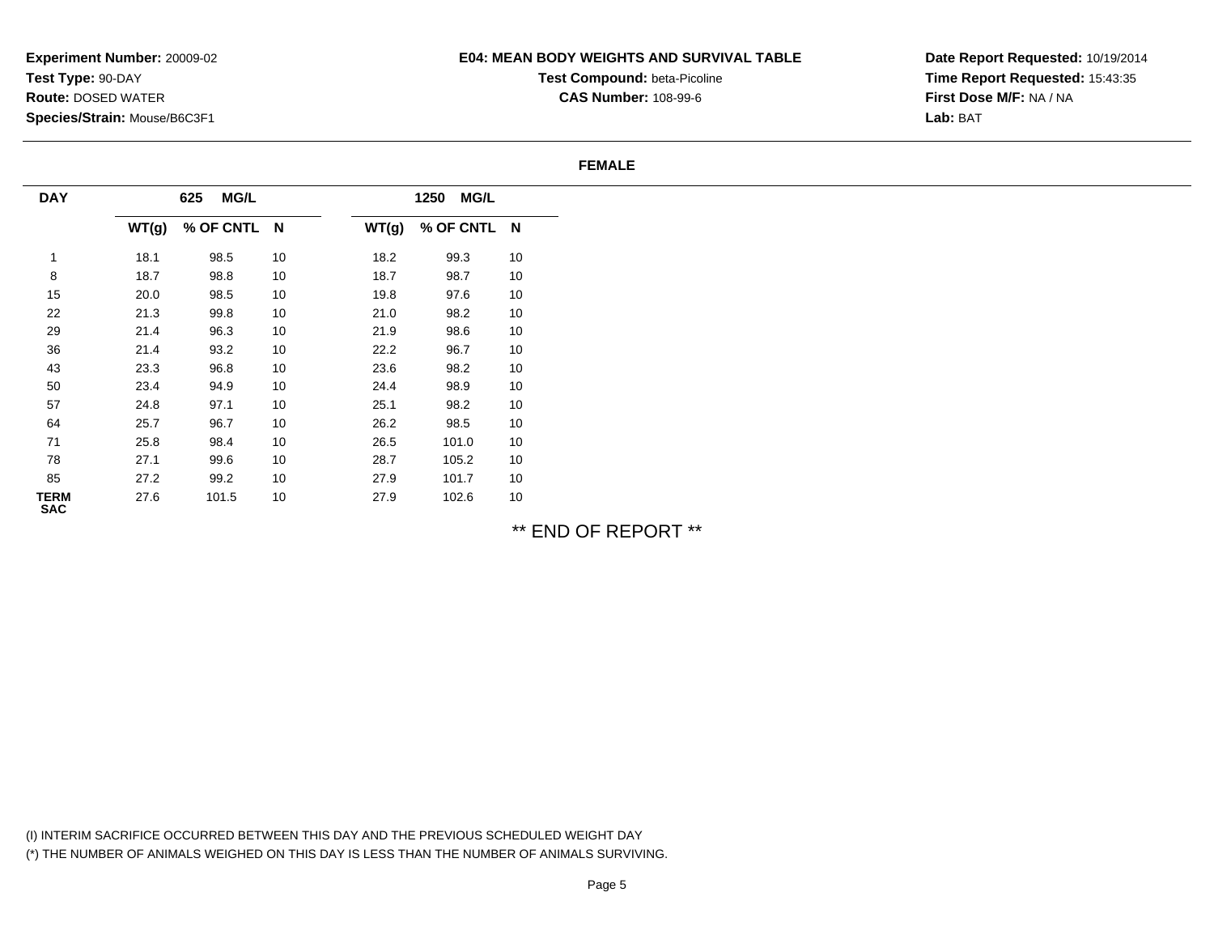**Experiment Number:** 20009-02
**Test Type:** 90-DAY
**Route:** DOSED WATER
**Species/Strain:** Mouse/B6C3F1

**E04: MEAN BODY WEIGHTS AND SURVIVAL TABLE**
**Test Compound:** beta-Picoline
**CAS Number:** 108-99-6

**Date Report Requested:** 10/19/2014
**Time Report Requested:** 15:43:35
**First Dose M/F:** NA / NA
**Lab:** BAT

**FEMALE**

| DAY | 625 MG/L | | | 1250 MG/L | | |
|---|---|---|---|---|---|---|
| | WT(g) | % OF CNTL | N | WT(g) | % OF CNTL | N |
| 1 | 18.1 | 98.5 | 10 | 18.2 | 99.3 | 10 |
| 8 | 18.7 | 98.8 | 10 | 18.7 | 98.7 | 10 |
| 15 | 20.0 | 98.5 | 10 | 19.8 | 97.6 | 10 |
| 22 | 21.3 | 99.8 | 10 | 21.0 | 98.2 | 10 |
| 29 | 21.4 | 96.3 | 10 | 21.9 | 98.6 | 10 |
| 36 | 21.4 | 93.2 | 10 | 22.2 | 96.7 | 10 |
| 43 | 23.3 | 96.8 | 10 | 23.6 | 98.2 | 10 |
| 50 | 23.4 | 94.9 | 10 | 24.4 | 98.9 | 10 |
| 57 | 24.8 | 97.1 | 10 | 25.1 | 98.2 | 10 |
| 64 | 25.7 | 96.7 | 10 | 26.2 | 98.5 | 10 |
| 71 | 25.8 | 98.4 | 10 | 26.5 | 101.0 | 10 |
| 78 | 27.1 | 99.6 | 10 | 28.7 | 105.2 | 10 |
| 85 | 27.2 | 99.2 | 10 | 27.9 | 101.7 | 10 |
| TERM SAC | 27.6 | 101.5 | 10 | 27.9 | 102.6 | 10 |

** END OF REPORT **

(I) INTERIM SACRIFICE OCCURRED BETWEEN THIS DAY AND THE PREVIOUS SCHEDULED WEIGHT DAY
(*) THE NUMBER OF ANIMALS WEIGHED ON THIS DAY IS LESS THAN THE NUMBER OF ANIMALS SURVIVING.